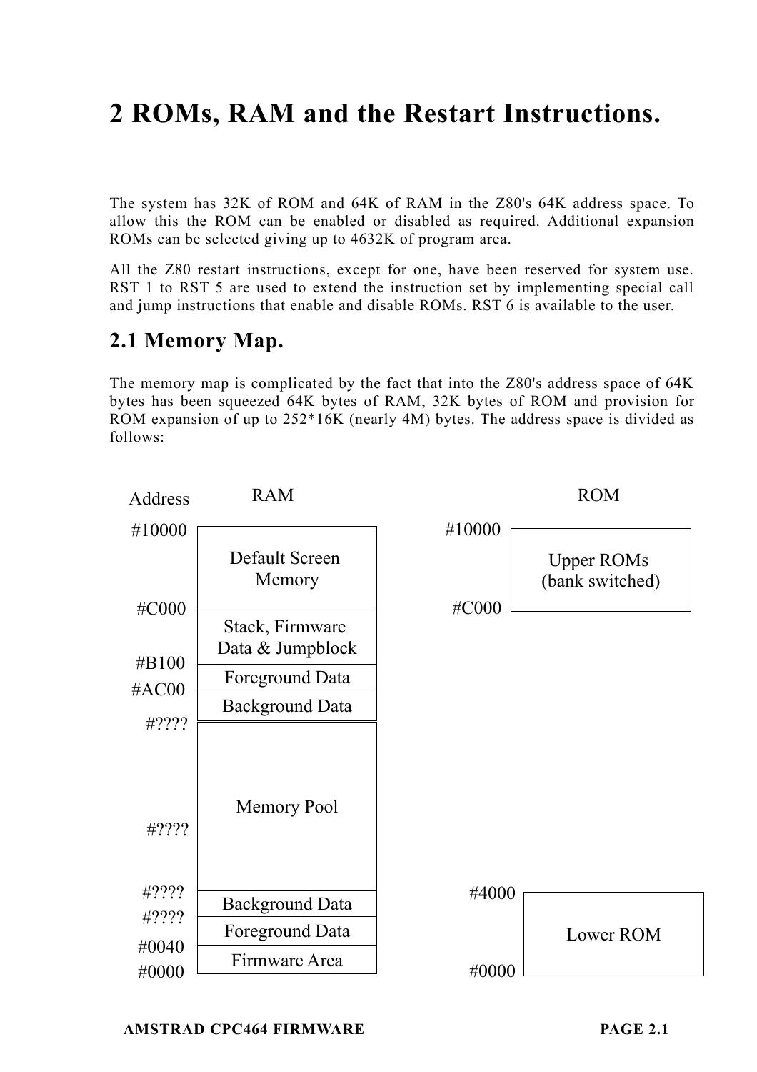# 2 ROMs, RAM and the Restart Instructions.

The system has 32K of ROM and 64K of RAM in the Z80's 64K address space. To allow this the ROM can be enabled or disabled as required. Additional expansion ROMs can be selected giving up to 4632K of program area.

All the Z80 restart instructions, except for one, have been reserved for system use. RST 1 to RST 5 are used to extend the instruction set by implementing special call and jump instructions that enable and disable ROMs. RST 6 is available to the user.

## 2.1 Memory Map.

The memory map is complicated by the fact that into the Z80's address space of 64K bytes has been squeezed 64K bytes of RAM, 32K bytes of ROM and provision for ROM expansion of up to 252*16K (nearly 4M) bytes. The address space is divided as follows:

**RAM**

| Address | RAM |
| --- | --- |
| #10000 – #C000 | Default Screen Memory |
| #C000 – #B100 | Stack, Firmware Data & Jumpblock |
| #B100 – #AC00 | Foreground Data |
| #AC00 – #???? | Background Data |
| #???? – #???? | Memory Pool |
| #???? – #???? | Background Data |
| #???? – #0040 | Foreground Data |
| #0040 – #0000 | Firmware Area |

**ROM**

| Address | ROM |
| --- | --- |
| #10000 – #C000 | Upper ROMs (bank switched) |
| #4000 – #0000 | Lower ROM |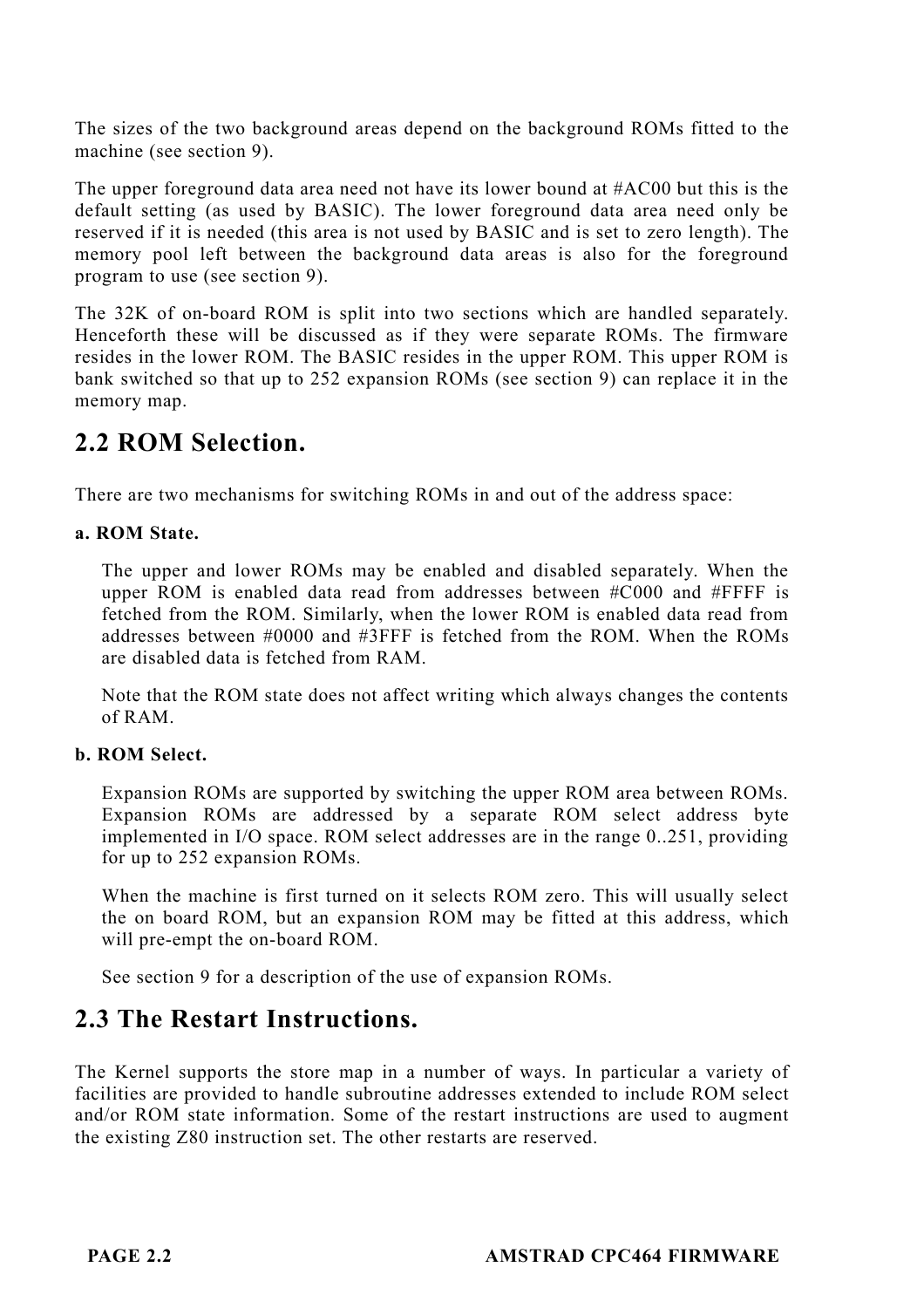The sizes of the two background areas depend on the background ROMs fitted to the machine (see section 9).

The upper foreground data area need not have its lower bound at #AC00 but this is the default setting (as used by BASIC). The lower foreground data area need only be reserved if it is needed (this area is not used by BASIC and is set to zero length). The memory pool left between the background data areas is also for the foreground program to use (see section 9).

The 32K of on-board ROM is split into two sections which are handled separately. Henceforth these will be discussed as if they were separate ROMs. The firmware resides in the lower ROM. The BASIC resides in the upper ROM. This upper ROM is bank switched so that up to 252 expansion ROMs (see section 9) can replace it in the memory map.

## 2.2 ROM Selection.

There are two mechanisms for switching ROMs in and out of the address space:

**a. ROM State.**

The upper and lower ROMs may be enabled and disabled separately. When the upper ROM is enabled data read from addresses between #C000 and #FFFF is fetched from the ROM. Similarly, when the lower ROM is enabled data read from addresses between #0000 and #3FFF is fetched from the ROM. When the ROMs are disabled data is fetched from RAM.

Note that the ROM state does not affect writing which always changes the contents of RAM.

**b. ROM Select.**

Expansion ROMs are supported by switching the upper ROM area between ROMs. Expansion ROMs are addressed by a separate ROM select address byte implemented in I/O space. ROM select addresses are in the range 0..251, providing for up to 252 expansion ROMs.

When the machine is first turned on it selects ROM zero. This will usually select the on board ROM, but an expansion ROM may be fitted at this address, which will pre-empt the on-board ROM.

See section 9 for a description of the use of expansion ROMs.

## 2.3 The Restart Instructions.

The Kernel supports the store map in a number of ways. In particular a variety of facilities are provided to handle subroutine addresses extended to include ROM select and/or ROM state information. Some of the restart instructions are used to augment the existing Z80 instruction set. The other restarts are reserved.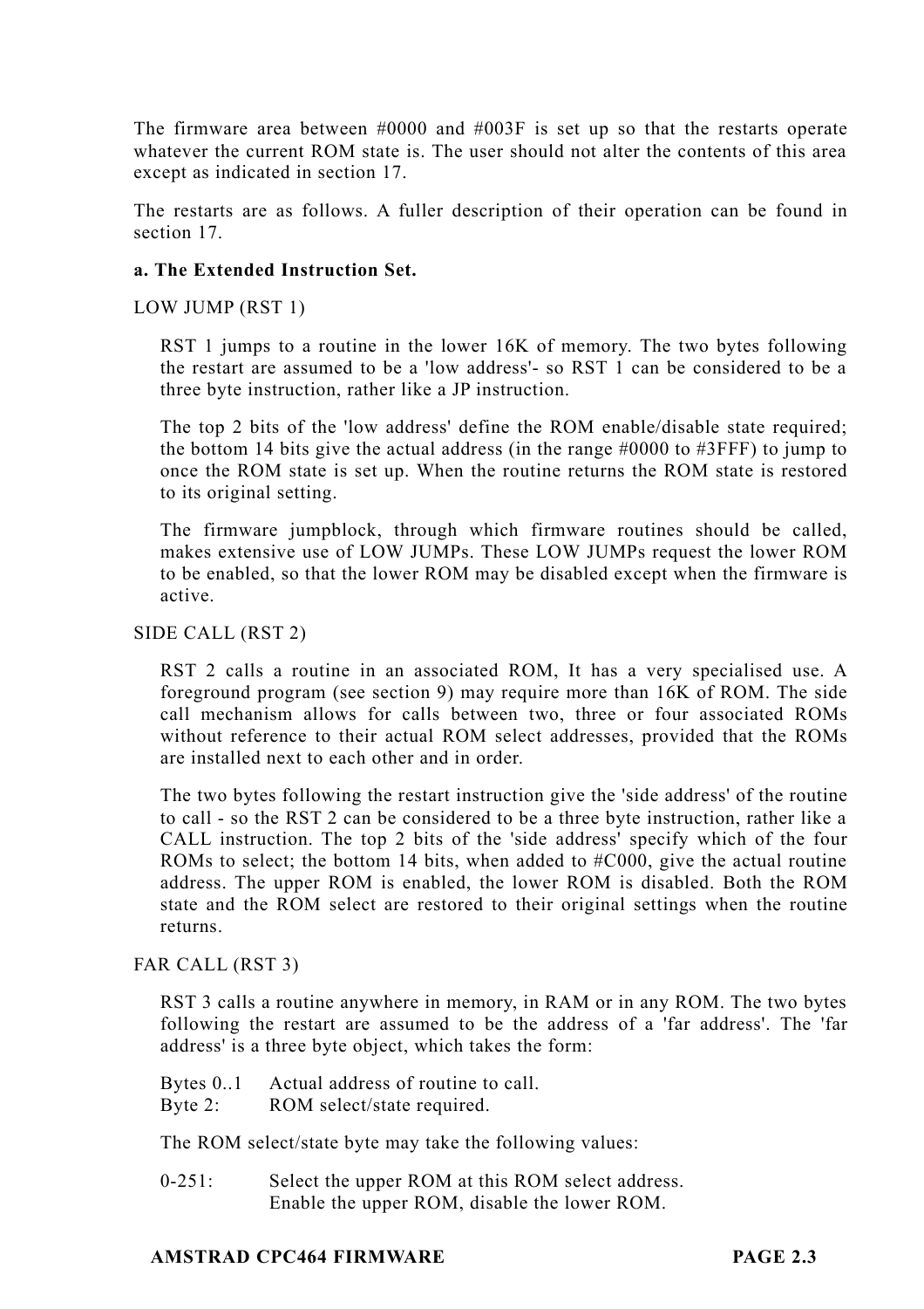The firmware area between #0000 and #003F is set up so that the restarts operate whatever the current ROM state is. The user should not alter the contents of this area except as indicated in section 17.

The restarts are as follows. A fuller description of their operation can be found in section 17.

**a. The Extended Instruction Set.**

LOW JUMP (RST 1)

> RST 1 jumps to a routine in the lower 16K of memory. The two bytes following the restart are assumed to be a 'low address'- so RST 1 can be considered to be a three byte instruction, rather like a JP instruction.
>
> The top 2 bits of the 'low address' define the ROM enable/disable state required; the bottom 14 bits give the actual address (in the range #0000 to #3FFF) to jump to once the ROM state is set up. When the routine returns the ROM state is restored to its original setting.
>
> The firmware jumpblock, through which firmware routines should be called, makes extensive use of LOW JUMPs. These LOW JUMPs request the lower ROM to be enabled, so that the lower ROM may be disabled except when the firmware is active.

SIDE CALL (RST 2)

> RST 2 calls a routine in an associated ROM, It has a very specialised use. A foreground program (see section 9) may require more than 16K of ROM. The side call mechanism allows for calls between two, three or four associated ROMs without reference to their actual ROM select addresses, provided that the ROMs are installed next to each other and in order.
>
> The two bytes following the restart instruction give the 'side address' of the routine to call - so the RST 2 can be considered to be a three byte instruction, rather like a CALL instruction. The top 2 bits of the 'side address' specify which of the four ROMs to select; the bottom 14 bits, when added to #C000, give the actual routine address. The upper ROM is enabled, the lower ROM is disabled. Both the ROM state and the ROM select are restored to their original settings when the routine returns.

FAR CALL (RST 3)

> RST 3 calls a routine anywhere in memory, in RAM or in any ROM. The two bytes following the restart are assumed to be the address of a 'far address'. The 'far address' is a three byte object, which takes the form:
>
> Bytes 0..1 Actual address of routine to call.
> Byte 2: ROM select/state required.
>
> The ROM select/state byte may take the following values:
>
> 0-251: Select the upper ROM at this ROM select address.
> Enable the upper ROM, disable the lower ROM.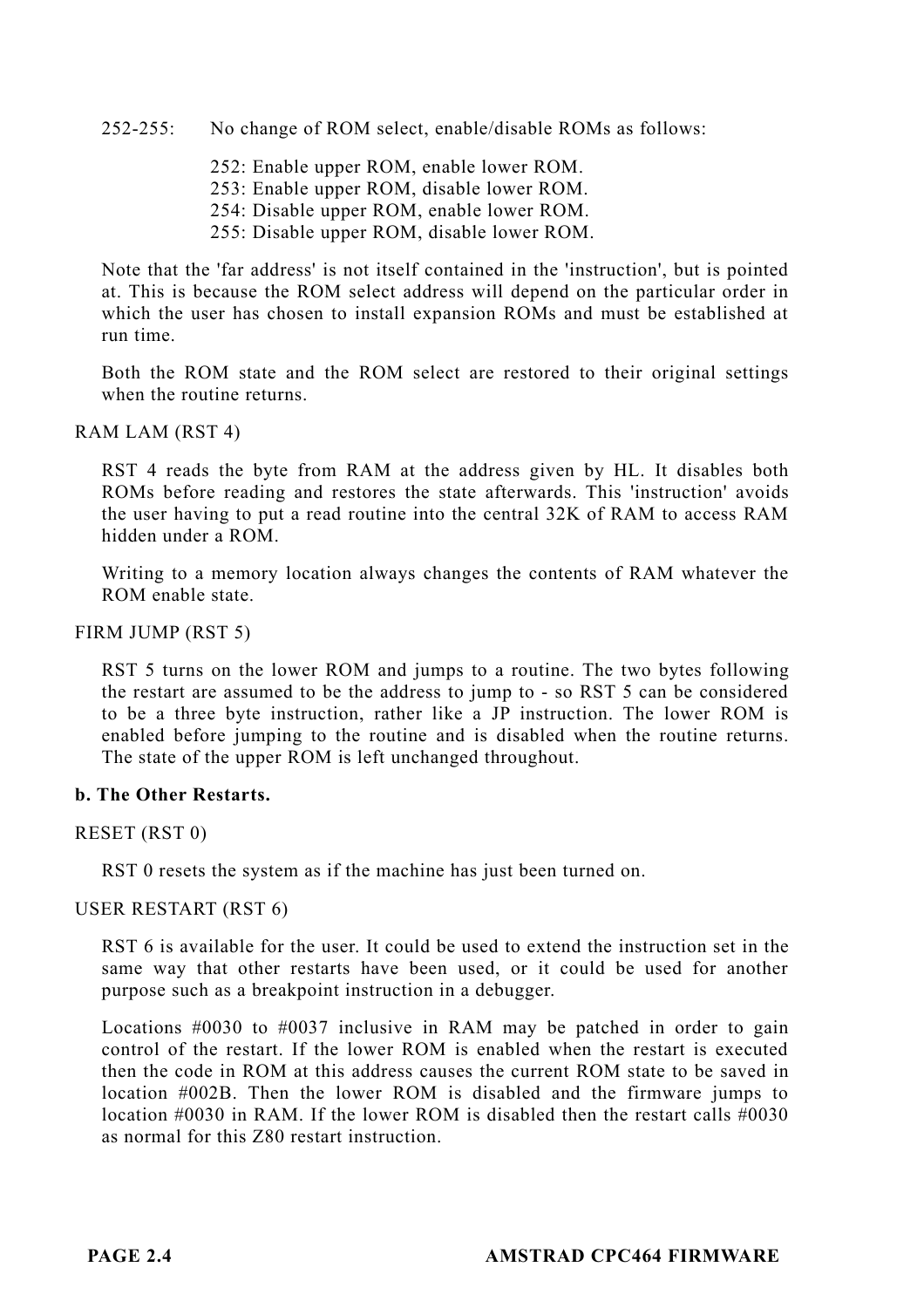252-255: No change of ROM select, enable/disable ROMs as follows:

252: Enable upper ROM, enable lower ROM.
253: Enable upper ROM, disable lower ROM.
254: Disable upper ROM, enable lower ROM.
255: Disable upper ROM, disable lower ROM.

Note that the 'far address' is not itself contained in the 'instruction', but is pointed at. This is because the ROM select address will depend on the particular order in which the user has chosen to install expansion ROMs and must be established at run time.

Both the ROM state and the ROM select are restored to their original settings when the routine returns.

RAM LAM (RST 4)

RST 4 reads the byte from RAM at the address given by HL. It disables both ROMs before reading and restores the state afterwards. This 'instruction' avoids the user having to put a read routine into the central 32K of RAM to access RAM hidden under a ROM.

Writing to a memory location always changes the contents of RAM whatever the ROM enable state.

FIRM JUMP (RST 5)

RST 5 turns on the lower ROM and jumps to a routine. The two bytes following the restart are assumed to be the address to jump to - so RST 5 can be considered to be a three byte instruction, rather like a JP instruction. The lower ROM is enabled before jumping to the routine and is disabled when the routine returns. The state of the upper ROM is left unchanged throughout.

**b. The Other Restarts.**

RESET (RST 0)

RST 0 resets the system as if the machine has just been turned on.

USER RESTART (RST 6)

RST 6 is available for the user. It could be used to extend the instruction set in the same way that other restarts have been used, or it could be used for another purpose such as a breakpoint instruction in a debugger.

Locations #0030 to #0037 inclusive in RAM may be patched in order to gain control of the restart. If the lower ROM is enabled when the restart is executed then the code in ROM at this address causes the current ROM state to be saved in location #002B. Then the lower ROM is disabled and the firmware jumps to location #0030 in RAM. If the lower ROM is disabled then the restart calls #0030 as normal for this Z80 restart instruction.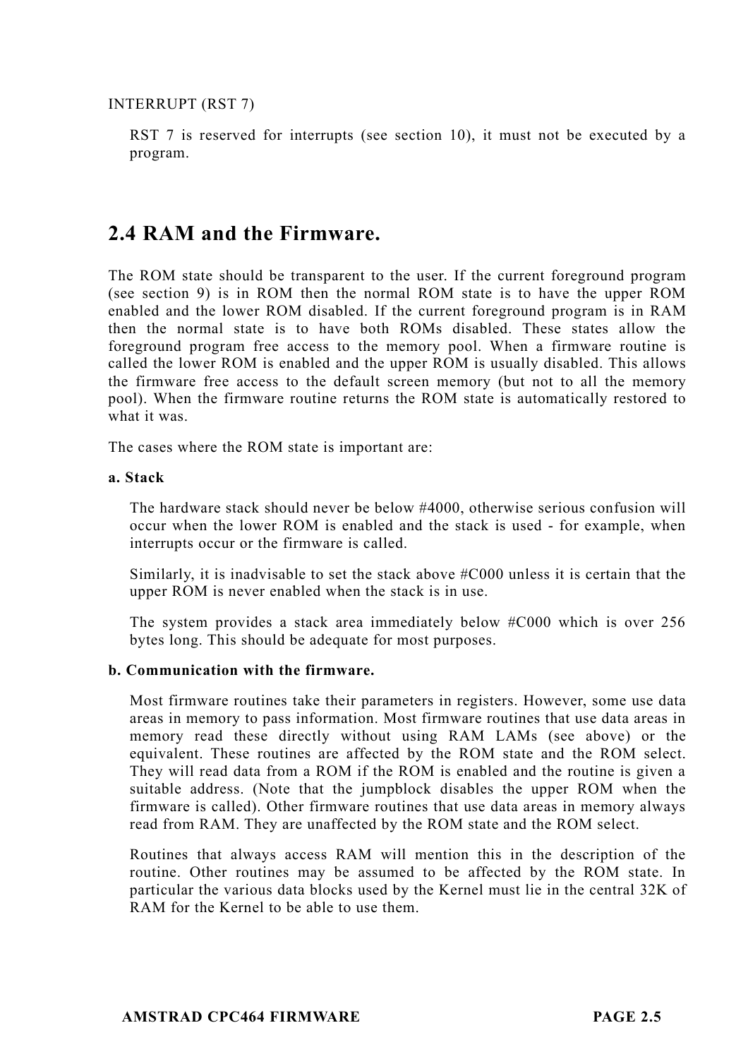INTERRUPT (RST 7)

RST 7 is reserved for interrupts (see section 10), it must not be executed by a program.

## 2.4 RAM and the Firmware.

The ROM state should be transparent to the user. If the current foreground program (see section 9) is in ROM then the normal ROM state is to have the upper ROM enabled and the lower ROM disabled. If the current foreground program is in RAM then the normal state is to have both ROMs disabled. These states allow the foreground program free access to the memory pool. When a firmware routine is called the lower ROM is enabled and the upper ROM is usually disabled. This allows the firmware free access to the default screen memory (but not to all the memory pool). When the firmware routine returns the ROM state is automatically restored to what it was.

The cases where the ROM state is important are:

**a. Stack**

The hardware stack should never be below #4000, otherwise serious confusion will occur when the lower ROM is enabled and the stack is used - for example, when interrupts occur or the firmware is called.

Similarly, it is inadvisable to set the stack above #C000 unless it is certain that the upper ROM is never enabled when the stack is in use.

The system provides a stack area immediately below #C000 which is over 256 bytes long. This should be adequate for most purposes.

**b. Communication with the firmware.**

Most firmware routines take their parameters in registers. However, some use data areas in memory to pass information. Most firmware routines that use data areas in memory read these directly without using RAM LAMs (see above) or the equivalent. These routines are affected by the ROM state and the ROM select. They will read data from a ROM if the ROM is enabled and the routine is given a suitable address. (Note that the jumpblock disables the upper ROM when the firmware is called). Other firmware routines that use data areas in memory always read from RAM. They are unaffected by the ROM state and the ROM select.

Routines that always access RAM will mention this in the description of the routine. Other routines may be assumed to be affected by the ROM state. In particular the various data blocks used by the Kernel must lie in the central 32K of RAM for the Kernel to be able to use them.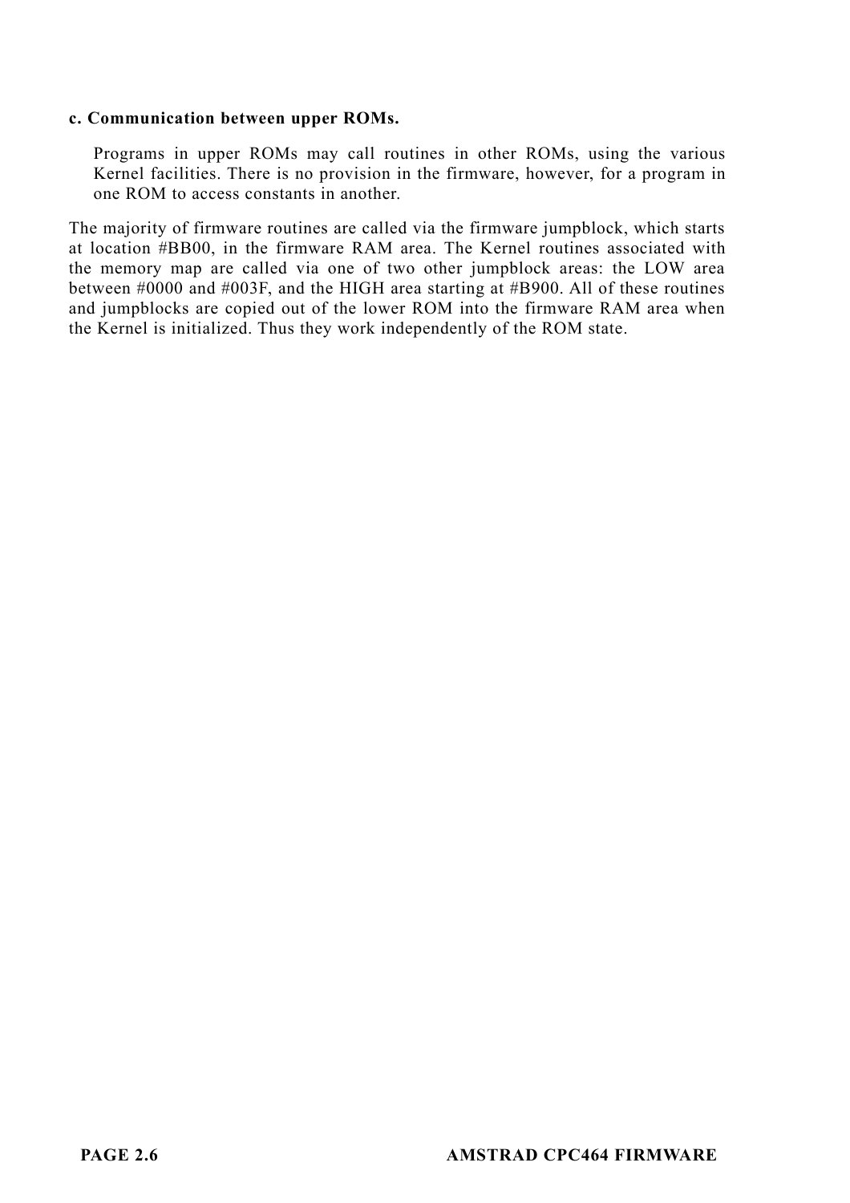**c. Communication between upper ROMs.**

Programs in upper ROMs may call routines in other ROMs, using the various Kernel facilities. There is no provision in the firmware, however, for a program in one ROM to access constants in another.

The majority of firmware routines are called via the firmware jumpblock, which starts at location #BB00, in the firmware RAM area. The Kernel routines associated with the memory map are called via one of two other jumpblock areas: the LOW area between #0000 and #003F, and the HIGH area starting at #B900. All of these routines and jumpblocks are copied out of the lower ROM into the firmware RAM area when the Kernel is initialized. Thus they work independently of the ROM state.